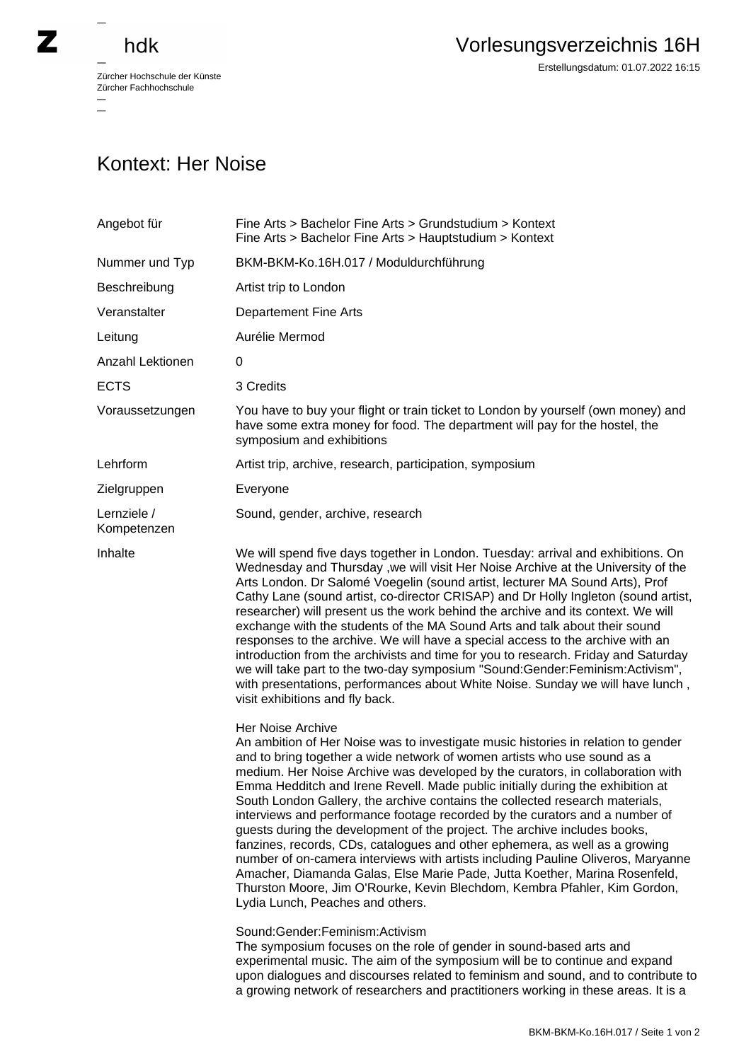Zürcher Hochschule der Künste
Zürcher Fachhochschule

# Vorlesungsverzeichnis 16H

Erstellungsdatum: 01.07.2022 16:15

## Kontext: Her Noise

| | |
|---|---|
| Angebot für | Fine Arts > Bachelor Fine Arts > Grundstudium > Kontext<br>Fine Arts > Bachelor Fine Arts > Hauptstudium > Kontext |
| Nummer und Typ | BKM-BKM-Ko.16H.017 / Moduldurchführung |
| Beschreibung | Artist trip to London |
| Veranstalter | Departement Fine Arts |
| Leitung | Aurélie Mermod |
| Anzahl Lektionen | 0 |
| ECTS | 3 Credits |
| Voraussetzungen | You have to buy your flight or train ticket to London by yourself (own money) and have some extra money for food. The department will pay for the hostel, the symposium and exhibitions |
| Lehrform | Artist trip, archive, research, participation, symposium |
| Zielgruppen | Everyone |
| Lernziele / Kompetenzen | Sound, gender, archive, research |

**Inhalte**

We will spend five days together in London. Tuesday: arrival and exhibitions. On Wednesday and Thursday ,we will visit Her Noise Archive at the University of the Arts London. Dr Salomé Voegelin (sound artist, lecturer MA Sound Arts), Prof Cathy Lane (sound artist, co-director CRISAP) and Dr Holly Ingleton (sound artist, researcher) will present us the work behind the archive and its context. We will exchange with the students of the MA Sound Arts and talk about their sound responses to the archive. We will have a special access to the archive with an introduction from the archivists and time for you to research. Friday and Saturday we will take part to the two-day symposium "Sound:Gender:Feminism:Activism", with presentations, performances about White Noise. Sunday we will have lunch , visit exhibitions and fly back.

Her Noise Archive
An ambition of Her Noise was to investigate music histories in relation to gender and to bring together a wide network of women artists who use sound as a medium. Her Noise Archive was developed by the curators, in collaboration with Emma Hedditch and Irene Revell. Made public initially during the exhibition at South London Gallery, the archive contains the collected research materials, interviews and performance footage recorded by the curators and a number of guests during the development of the project. The archive includes books, fanzines, records, CDs, catalogues and other ephemera, as well as a growing number of on-camera interviews with artists including Pauline Oliveros, Maryanne Amacher, Diamanda Galas, Else Marie Pade, Jutta Koether, Marina Rosenfeld, Thurston Moore, Jim O'Rourke, Kevin Blechdom, Kembra Pfahler, Kim Gordon, Lydia Lunch, Peaches and others.

Sound:Gender:Feminism:Activism
The symposium focuses on the role of gender in sound-based arts and experimental music. The aim of the symposium will be to continue and expand upon dialogues and discourses related to feminism and sound, and to contribute to a growing network of researchers and practitioners working in these areas. It is a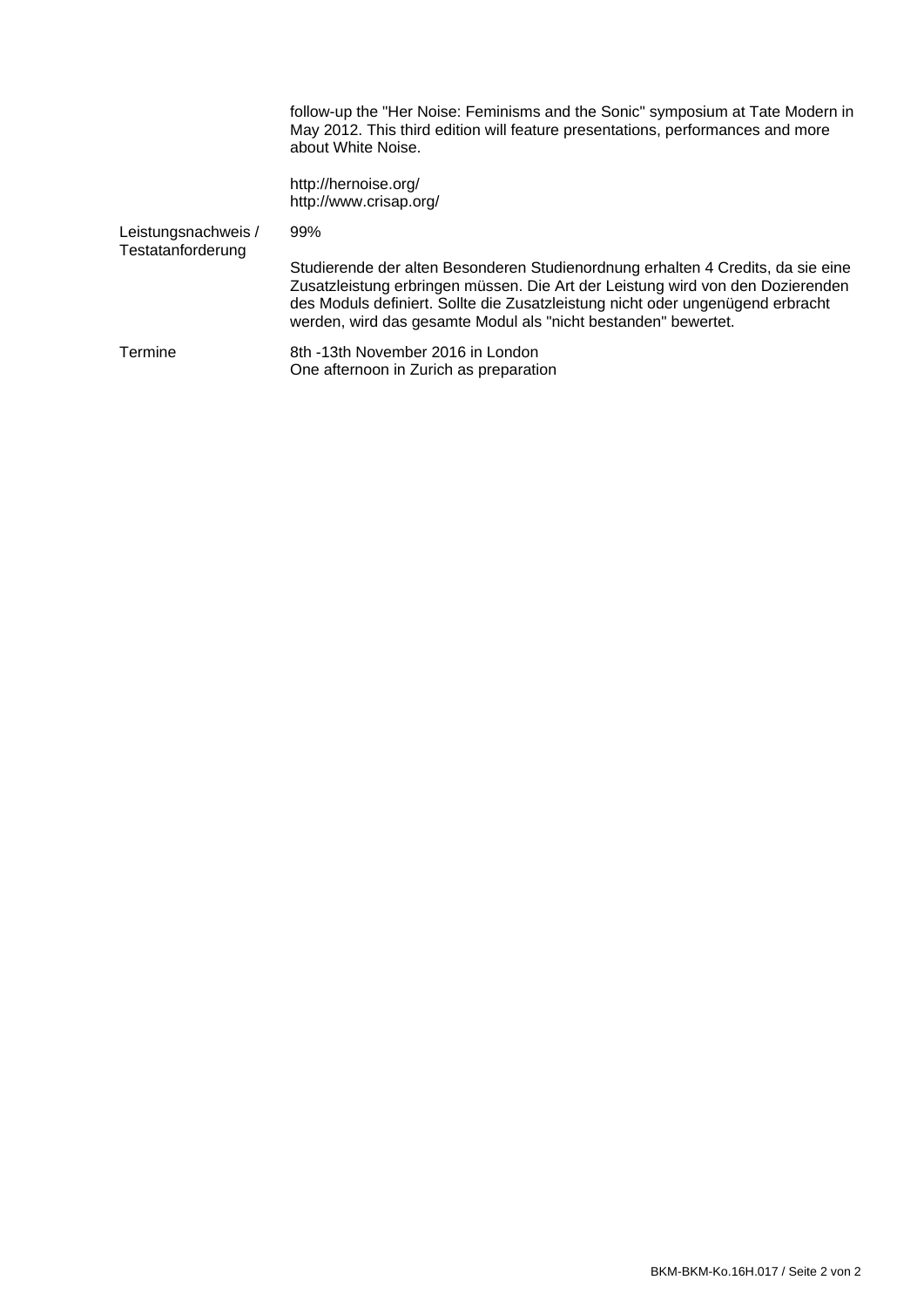| | |
|---|---|
| | follow-up the "Her Noise: Feminisms and the Sonic" symposium at Tate Modern in May 2012. This third edition will feature presentations, performances and more about White Noise.<br><br>http://hernoise.org/<br>http://www.crisap.org/ |
| Leistungsnachweis / Testatanforderung | 99%<br><br>Studierende der alten Besonderen Studienordnung erhalten 4 Credits, da sie eine Zusatzleistung erbringen müssen. Die Art der Leistung wird von den Dozierenden des Moduls definiert. Sollte die Zusatzleistung nicht oder ungenügend erbracht werden, wird das gesamte Modul als "nicht bestanden" bewertet. |
| Termine | 8th -13th November 2016 in London<br>One afternoon in Zurich as preparation |